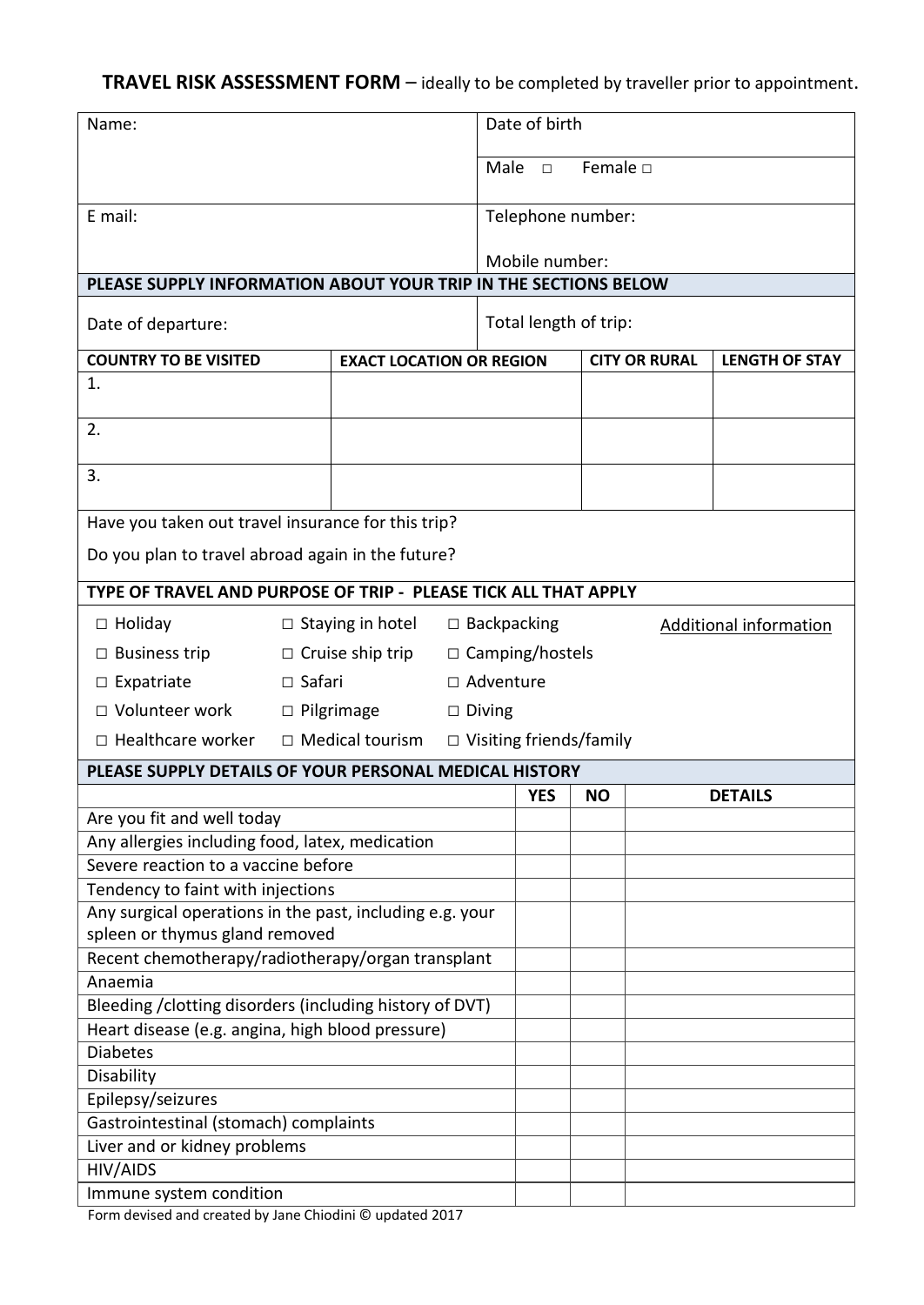**TRAVEL RISK ASSESSMENT FORM** – ideally to be completed by traveller prior to appointment.

| | |
|---|---|
| Name: | Date of birth |
| | Male □ Female □ |
| E mail: | Telephone number: |
| | Mobile number: |

**PLEASE SUPPLY INFORMATION ABOUT YOUR TRIP IN THE SECTIONS BELOW**

| | |
|---|---|
| Date of departure: | Total length of trip: |

| COUNTRY TO BE VISITED | EXACT LOCATION OR REGION | CITY OR RURAL | LENGTH OF STAY |
|---|---|---|---|
| 1. | | | |
| 2. | | | |
| 3. | | | |

Have you taken out travel insurance for this trip?

Do you plan to travel abroad again in the future?

**TYPE OF TRAVEL AND PURPOSE OF TRIP - PLEASE TICK ALL THAT APPLY**

| | | | |
|---|---|---|---|
| □ Holiday | □ Staying in hotel | □ Backpacking | Additional information |
| □ Business trip | □ Cruise ship trip | □ Camping/hostels | |
| □ Expatriate | □ Safari | □ Adventure | |
| □ Volunteer work | □ Pilgrimage | □ Diving | |
| □ Healthcare worker | □ Medical tourism | □ Visiting friends/family | |

**PLEASE SUPPLY DETAILS OF YOUR PERSONAL MEDICAL HISTORY**

| | YES | NO | DETAILS |
|---|---|---|---|
| Are you fit and well today | | | |
| Any allergies including food, latex, medication | | | |
| Severe reaction to a vaccine before | | | |
| Tendency to faint with injections | | | |
| Any surgical operations in the past, including e.g. your spleen or thymus gland removed | | | |
| Recent chemotherapy/radiotherapy/organ transplant | | | |
| Anaemia | | | |
| Bleeding /clotting disorders (including history of DVT) | | | |
| Heart disease (e.g. angina, high blood pressure) | | | |
| Diabetes | | | |
| Disability | | | |
| Epilepsy/seizures | | | |
| Gastrointestinal (stomach) complaints | | | |
| Liver and or kidney problems | | | |
| HIV/AIDS | | | |
| Immune system condition | | | |

Form devised and created by Jane Chiodini © updated 2017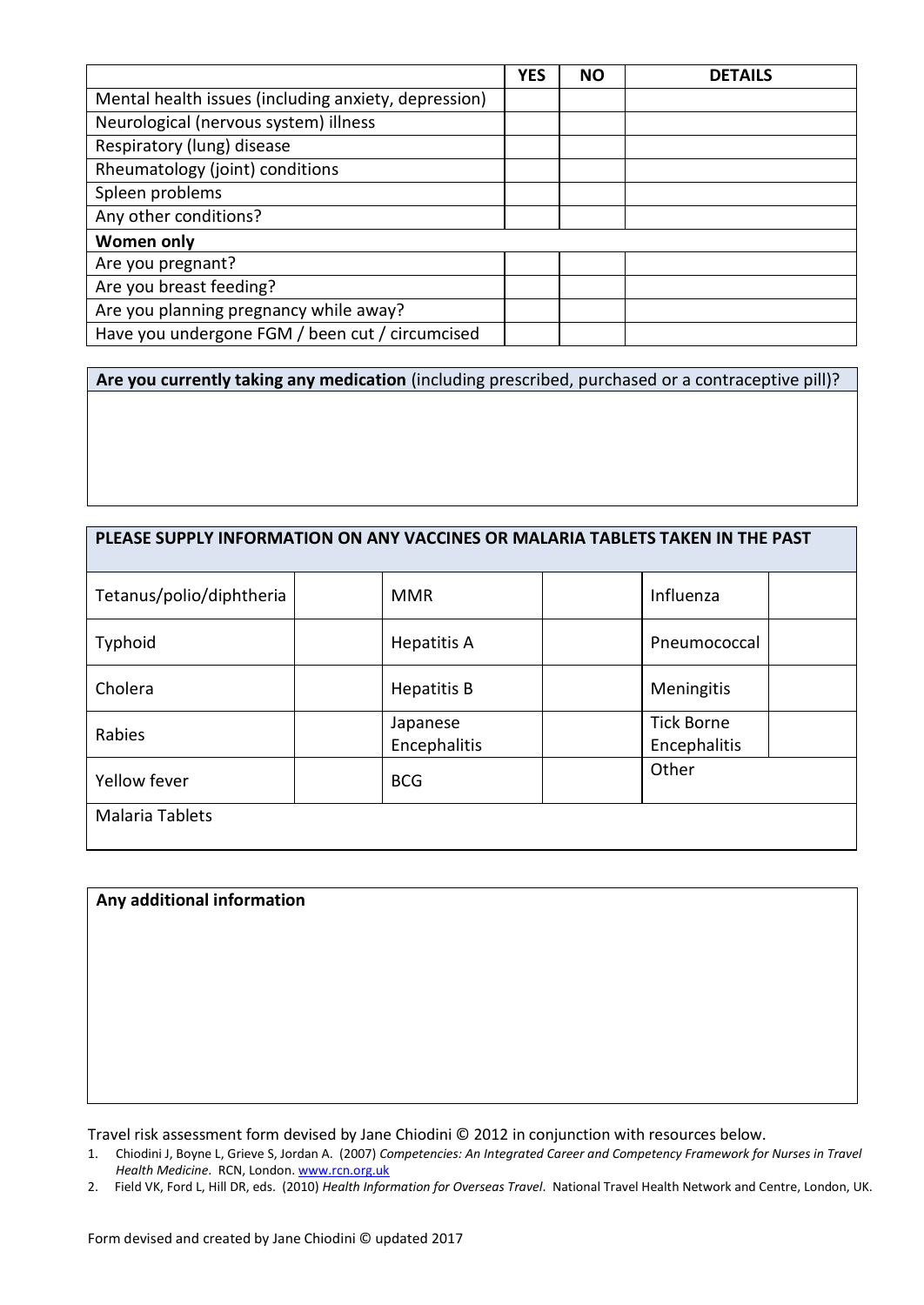| | YES | NO | DETAILS |
|---|---|---|---|
| Mental health issues (including anxiety, depression) | | | |
| Neurological (nervous system) illness | | | |
| Respiratory (lung) disease | | | |
| Rheumatology (joint) conditions | | | |
| Spleen problems | | | |
| Any other conditions? | | | |
| **Women only** | | | |
| Are you pregnant? | | | |
| Are you breast feeding? | | | |
| Are you planning pregnancy while away? | | | |
| Have you undergone FGM / been cut / circumcised | | | |

| **Are you currently taking any medication** (including prescribed, purchased or a contraceptive pill)? |
|---|
| |

| **PLEASE SUPPLY INFORMATION ON ANY VACCINES OR MALARIA TABLETS TAKEN IN THE PAST** | | | | | |
|---|---|---|---|---|---|
| Tetanus/polio/diphtheria | | MMR | | Influenza | |
| Typhoid | | Hepatitis A | | Pneumococcal | |
| Cholera | | Hepatitis B | | Meningitis | |
| Rabies | | Japanese Encephalitis | | Tick Borne Encephalitis | |
| Yellow fever | | BCG | | Other | |
| Malaria Tablets | | | | | |

| **Any additional information** |
|---|
| |

Travel risk assessment form devised by Jane Chiodini © 2012 in conjunction with resources below.

1. Chiodini J, Boyne L, Grieve S, Jordan A. (2007) *Competencies: An Integrated Career and Competency Framework for Nurses in Travel Health Medicine*. RCN, London. www.rcn.org.uk
2. Field VK, Ford L, Hill DR, eds. (2010) *Health Information for Overseas Travel*. National Travel Health Network and Centre, London, UK.

Form devised and created by Jane Chiodini © updated 2017